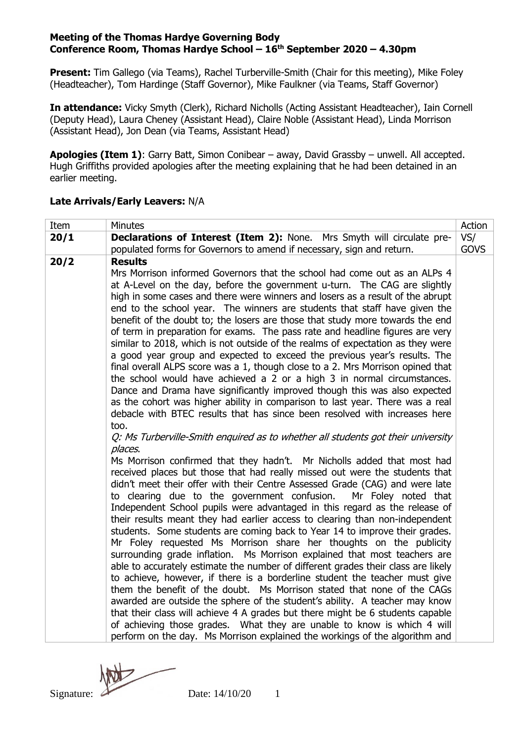**Meeting of the Thomas Hardye Governing Body**
**Conference Room, Thomas Hardye School – 16th September 2020 – 4.30pm**

**Present:** Tim Gallego (via Teams), Rachel Turberville-Smith (Chair for this meeting), Mike Foley (Headteacher), Tom Hardinge (Staff Governor), Mike Faulkner (via Teams, Staff Governor)

**In attendance:** Vicky Smyth (Clerk), Richard Nicholls (Acting Assistant Headteacher), Iain Cornell (Deputy Head), Laura Cheney (Assistant Head), Claire Noble (Assistant Head), Linda Morrison (Assistant Head), Jon Dean (via Teams, Assistant Head)

**Apologies (Item 1)**: Garry Batt, Simon Conibear – away, David Grassby – unwell. All accepted. Hugh Griffiths provided apologies after the meeting explaining that he had been detained in an earlier meeting.

**Late Arrivals/Early Leavers:** N/A

| Item | Minutes | Action |
|---|---|---|
| **20/1** | **Declarations of Interest (Item 2):** None. Mrs Smyth will circulate pre-populated forms for Governors to amend if necessary, sign and return. | VS/ GOVS |
| **20/2** | **Results**<br>Mrs Morrison informed Governors that the school had come out as an ALPs 4 at A-Level on the day, before the government u-turn. The CAG are slightly high in some cases and there were winners and losers as a result of the abrupt end to the school year. The winners are students that staff have given the benefit of the doubt to; the losers are those that study more towards the end of term in preparation for exams. The pass rate and headline figures are very similar to 2018, which is not outside of the realms of expectation as they were a good year group and expected to exceed the previous year's results. The final overall ALPS score was a 1, though close to a 2. Mrs Morrison opined that the school would have achieved a 2 or a high 3 in normal circumstances. Dance and Drama have significantly improved though this was also expected as the cohort was higher ability in comparison to last year. There was a real debacle with BTEC results that has since been resolved with increases here too.<br>*Q: Ms Turberville-Smith enquired as to whether all students got their university places*.<br>Ms Morrison confirmed that they hadn't. Mr Nicholls added that most had received places but those that had really missed out were the students that didn't meet their offer with their Centre Assessed Grade (CAG) and were late to clearing due to the government confusion. Mr Foley noted that Independent School pupils were advantaged in this regard as the release of their results meant they had earlier access to clearing than non-independent students. Some students are coming back to Year 14 to improve their grades. Mr Foley requested Ms Morrison share her thoughts on the publicity surrounding grade inflation. Ms Morrison explained that most teachers are able to accurately estimate the number of different grades their class are likely to achieve, however, if there is a borderline student the teacher must give them the benefit of the doubt. Ms Morrison stated that none of the CAGs awarded are outside the sphere of the student's ability. A teacher may know that their class will achieve 4 A grades but there might be 6 students capable of achieving those grades. What they are unable to know is which 4 will perform on the day. Ms Morrison explained the workings of the algorithm and | |

Signature: Date: 14/10/20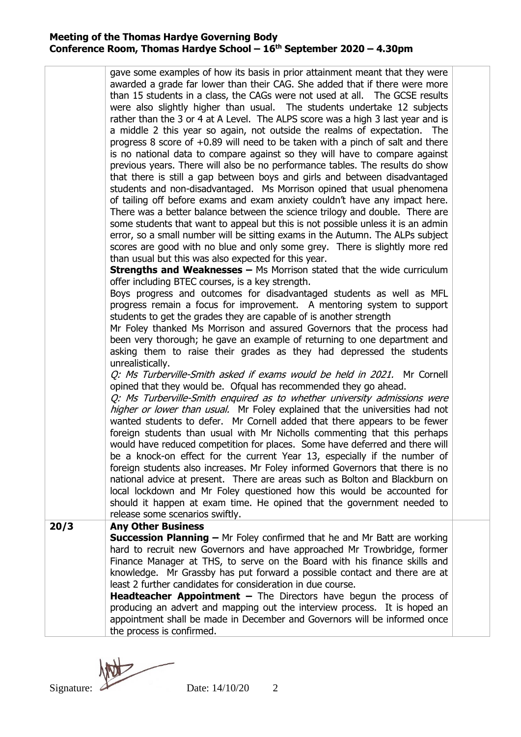| | | |
|---|---|---|
| | gave some examples of how its basis in prior attainment meant that they were awarded a grade far lower than their CAG. She added that if there were more than 15 students in a class, the CAGs were not used at all. The GCSE results were also slightly higher than usual. The students undertake 12 subjects rather than the 3 or 4 at A Level. The ALPS score was a high 3 last year and is a middle 2 this year so again, not outside the realms of expectation. The progress 8 score of +0.89 will need to be taken with a pinch of salt and there is no national data to compare against so they will have to compare against previous years. There will also be no performance tables. The results do show that there is still a gap between boys and girls and between disadvantaged students and non-disadvantaged. Ms Morrison opined that usual phenomena of tailing off before exams and exam anxiety couldn't have any impact here. There was a better balance between the science trilogy and double. There are some students that want to appeal but this is not possible unless it is an admin error, so a small number will be sitting exams in the Autumn. The ALPs subject scores are good with no blue and only some grey. There is slightly more red than usual but this was also expected for this year.<br>**Strengths and Weaknesses –** Ms Morrison stated that the wide curriculum offer including BTEC courses, is a key strength.<br>Boys progress and outcomes for disadvantaged students as well as MFL progress remain a focus for improvement. A mentoring system to support students to get the grades they are capable of is another strength<br>Mr Foley thanked Ms Morrison and assured Governors that the process had been very thorough; he gave an example of returning to one department and asking them to raise their grades as they had depressed the students unrealistically.<br>*Q: Ms Turberville-Smith asked if exams would be held in 2021.* Mr Cornell opined that they would be. Ofqual has recommended they go ahead.<br>*Q: Ms Turberville-Smith enquired as to whether university admissions were higher or lower than usual.* Mr Foley explained that the universities had not wanted students to defer. Mr Cornell added that there appears to be fewer foreign students than usual with Mr Nicholls commenting that this perhaps would have reduced competition for places. Some have deferred and there will be a knock-on effect for the current Year 13, especially if the number of foreign students also increases. Mr Foley informed Governors that there is no national advice at present. There are areas such as Bolton and Blackburn on local lockdown and Mr Foley questioned how this would be accounted for should it happen at exam time. He opined that the government needed to release some scenarios swiftly. | |
| **20/3** | **Any Other Business**<br>**Succession Planning –** Mr Foley confirmed that he and Mr Batt are working hard to recruit new Governors and have approached Mr Trowbridge, former Finance Manager at THS, to serve on the Board with his finance skills and knowledge. Mr Grassby has put forward a possible contact and there are at least 2 further candidates for consideration in due course.<br>**Headteacher Appointment –** The Directors have begun the process of producing an advert and mapping out the interview process. It is hoped an appointment shall be made in December and Governors will be informed once the process is confirmed. | |

Signature: Date: 14/10/20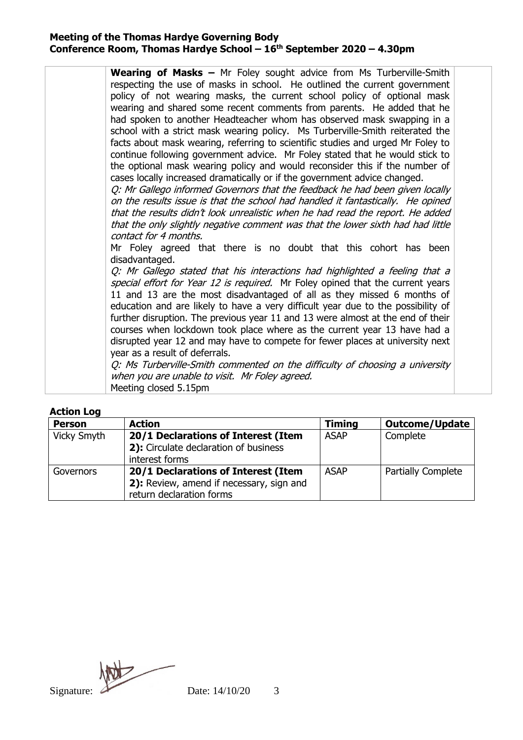**Wearing of Masks –** Mr Foley sought advice from Ms Turberville-Smith respecting the use of masks in school. He outlined the current government policy of not wearing masks, the current school policy of optional mask wearing and shared some recent comments from parents. He added that he had spoken to another Headteacher whom has observed mask swapping in a school with a strict mask wearing policy. Ms Turberville-Smith reiterated the facts about mask wearing, referring to scientific studies and urged Mr Foley to continue following government advice. Mr Foley stated that he would stick to the optional mask wearing policy and would reconsider this if the number of cases locally increased dramatically or if the government advice changed.

*Q: Mr Gallego informed Governors that the feedback he had been given locally on the results issue is that the school had handled it fantastically. He opined that the results didn't look unrealistic when he had read the report. He added that the only slightly negative comment was that the lower sixth had had little contact for 4 months.*

Mr Foley agreed that there is no doubt that this cohort has been disadvantaged.

*Q: Mr Gallego stated that his interactions had highlighted a feeling that a special effort for Year 12 is required.* Mr Foley opined that the current years 11 and 13 are the most disadvantaged of all as they missed 6 months of education and are likely to have a very difficult year due to the possibility of further disruption. The previous year 11 and 13 were almost at the end of their courses when lockdown took place where as the current year 13 have had a disrupted year 12 and may have to compete for fewer places at university next year as a result of deferrals.

*Q: Ms Turberville-Smith commented on the difficulty of choosing a university when you are unable to visit. Mr Foley agreed.*

Meeting closed 5.15pm

**Action Log**

| Person | Action | Timing | Outcome/Update |
|---|---|---|---|
| Vicky Smyth | **20/1 Declarations of Interest (Item 2):** Circulate declaration of business interest forms | ASAP | Complete |
| Governors | **20/1 Declarations of Interest (Item 2):** Review, amend if necessary, sign and return declaration forms | ASAP | Partially Complete |

Signature: Date: 14/10/20